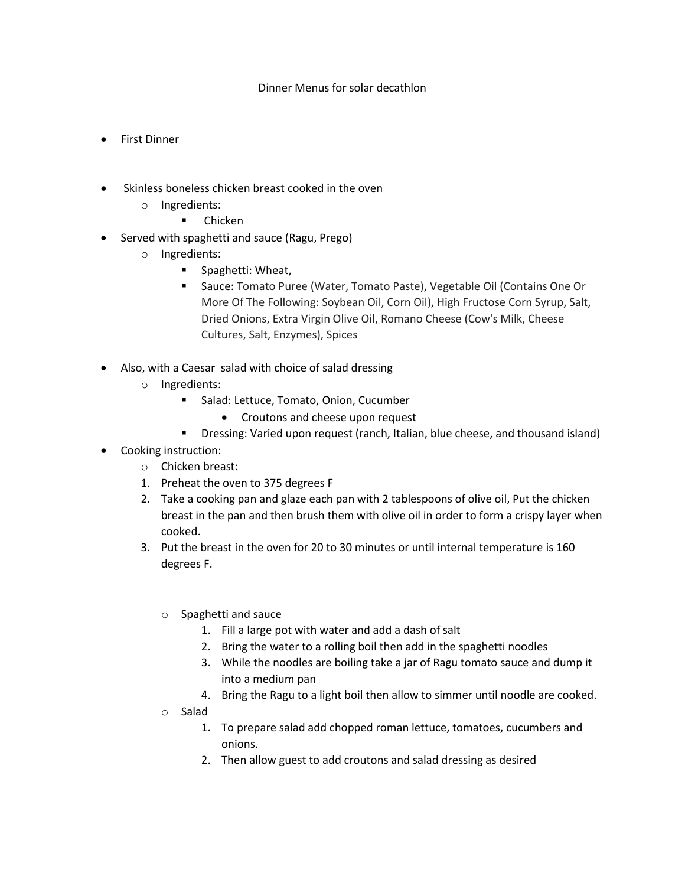Dinner Menus for solar decathlon

- First Dinner

- Skinless boneless chicken breast cooked in the oven
  - Ingredients:
    - Chicken
- Served with spaghetti and sauce (Ragu, Prego)
  - Ingredients:
    - Spaghetti: Wheat,
    - Sauce: Tomato Puree (Water, Tomato Paste), Vegetable Oil (Contains One Or More Of The Following: Soybean Oil, Corn Oil), High Fructose Corn Syrup, Salt, Dried Onions, Extra Virgin Olive Oil, Romano Cheese (Cow's Milk, Cheese Cultures, Salt, Enzymes), Spices

- Also, with a Caesar salad with choice of salad dressing
  - Ingredients:
    - Salad: Lettuce, Tomato, Onion, Cucumber
      - Croutons and cheese upon request
    - Dressing: Varied upon request (ranch, Italian, blue cheese, and thousand island)
- Cooking instruction:
  - Chicken breast:
  1. Preheat the oven to 375 degrees F
  2. Take a cooking pan and glaze each pan with 2 tablespoons of olive oil, Put the chicken breast in the pan and then brush them with olive oil in order to form a crispy layer when cooked.
  3. Put the breast in the oven for 20 to 30 minutes or until internal temperature is 160 degrees F.

  - Spaghetti and sauce
    1. Fill a large pot with water and add a dash of salt
    2. Bring the water to a rolling boil then add in the spaghetti noodles
    3. While the noodles are boiling take a jar of Ragu tomato sauce and dump it into a medium pan
    4. Bring the Ragu to a light boil then allow to simmer until noodle are cooked.
  - Salad
    1. To prepare salad add chopped roman lettuce, tomatoes, cucumbers and onions.
    2. Then allow guest to add croutons and salad dressing as desired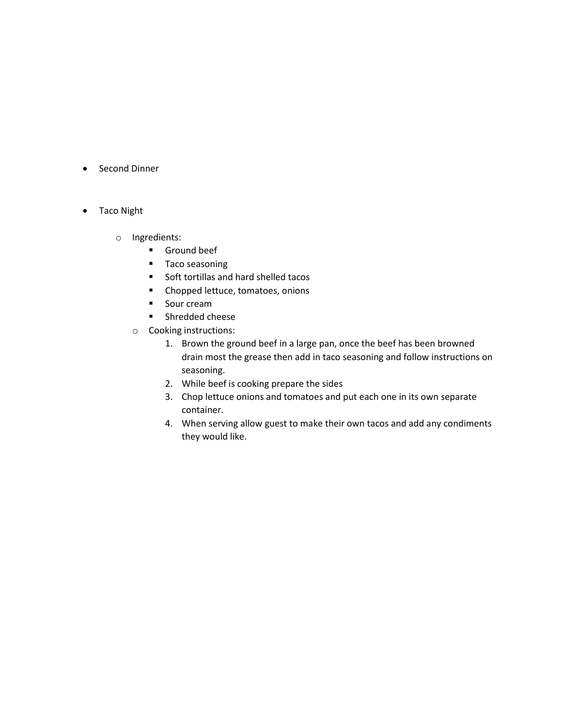- Second Dinner

- Taco Night
  - Ingredients:
    - Ground beef
    - Taco seasoning
    - Soft tortillas and hard shelled tacos
    - Chopped lettuce, tomatoes, onions
    - Sour cream
    - Shredded cheese
  - Cooking instructions:
    1. Brown the ground beef in a large pan, once the beef has been browned drain most the grease then add in taco seasoning and follow instructions on seasoning.
    2. While beef is cooking prepare the sides
    3. Chop lettuce onions and tomatoes and put each one in its own separate container.
    4. When serving allow guest to make their own tacos and add any condiments they would like.